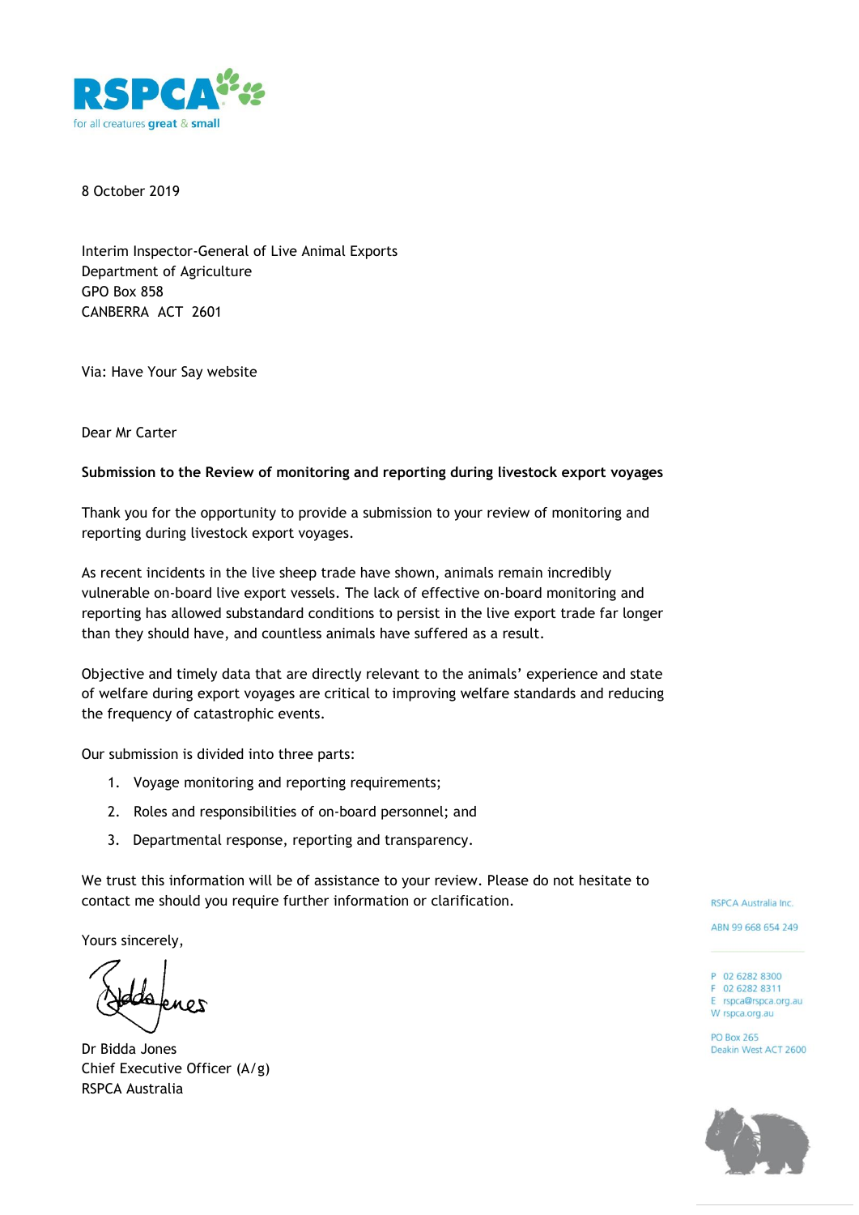RSPCA

for all creatures great & small

8 October 2019

Interim Inspector-General of Live Animal Exports
Department of Agriculture
GPO Box 858
CANBERRA ACT 2601

Via: Have Your Say website

Dear Mr Carter

**Submission to the Review of monitoring and reporting during livestock export voyages**

Thank you for the opportunity to provide a submission to your review of monitoring and reporting during livestock export voyages.

As recent incidents in the live sheep trade have shown, animals remain incredibly vulnerable on-board live export vessels. The lack of effective on-board monitoring and reporting has allowed substandard conditions to persist in the live export trade far longer than they should have, and countless animals have suffered as a result.

Objective and timely data that are directly relevant to the animals' experience and state of welfare during export voyages are critical to improving welfare standards and reducing the frequency of catastrophic events.

Our submission is divided into three parts:

1. Voyage monitoring and reporting requirements;
2. Roles and responsibilities of on-board personnel; and
3. Departmental response, reporting and transparency.

We trust this information will be of assistance to your review. Please do not hesitate to contact me should you require further information or clarification.

Yours sincerely,

Dr Bidda Jones
Chief Executive Officer (A/g)
RSPCA Australia

RSPCA Australia Inc.

ABN 99 668 654 249

P 02 6282 8300
F 02 6282 8311
E rspca@rspca.org.au
W rspca.org.au

PO Box 265
Deakin West ACT 2600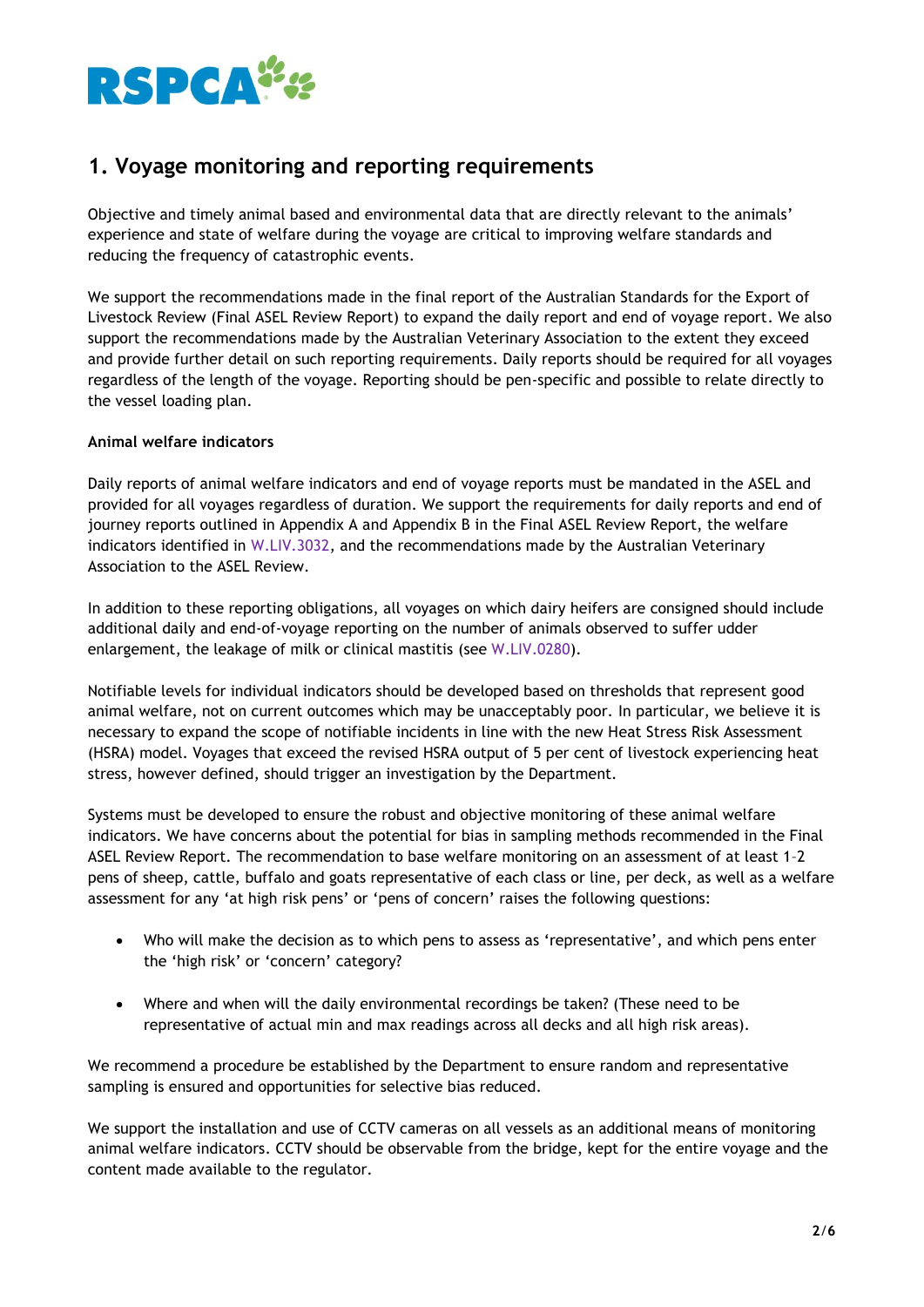## 1. Voyage monitoring and reporting requirements

Objective and timely animal based and environmental data that are directly relevant to the animals' experience and state of welfare during the voyage are critical to improving welfare standards and reducing the frequency of catastrophic events.

We support the recommendations made in the final report of the Australian Standards for the Export of Livestock Review (Final ASEL Review Report) to expand the daily report and end of voyage report. We also support the recommendations made by the Australian Veterinary Association to the extent they exceed and provide further detail on such reporting requirements. Daily reports should be required for all voyages regardless of the length of the voyage. Reporting should be pen-specific and possible to relate directly to the vessel loading plan.

**Animal welfare indicators**

Daily reports of animal welfare indicators and end of voyage reports must be mandated in the ASEL and provided for all voyages regardless of duration. We support the requirements for daily reports and end of journey reports outlined in Appendix A and Appendix B in the Final ASEL Review Report, the welfare indicators identified in W.LIV.3032, and the recommendations made by the Australian Veterinary Association to the ASEL Review.

In addition to these reporting obligations, all voyages on which dairy heifers are consigned should include additional daily and end-of-voyage reporting on the number of animals observed to suffer udder enlargement, the leakage of milk or clinical mastitis (see W.LIV.0280).

Notifiable levels for individual indicators should be developed based on thresholds that represent good animal welfare, not on current outcomes which may be unacceptably poor. In particular, we believe it is necessary to expand the scope of notifiable incidents in line with the new Heat Stress Risk Assessment (HSRA) model. Voyages that exceed the revised HSRA output of 5 per cent of livestock experiencing heat stress, however defined, should trigger an investigation by the Department.

Systems must be developed to ensure the robust and objective monitoring of these animal welfare indicators. We have concerns about the potential for bias in sampling methods recommended in the Final ASEL Review Report. The recommendation to base welfare monitoring on an assessment of at least 1–2 pens of sheep, cattle, buffalo and goats representative of each class or line, per deck, as well as a welfare assessment for any 'at high risk pens' or 'pens of concern' raises the following questions:

- Who will make the decision as to which pens to assess as 'representative', and which pens enter the 'high risk' or 'concern' category?
- Where and when will the daily environmental recordings be taken? (These need to be representative of actual min and max readings across all decks and all high risk areas).

We recommend a procedure be established by the Department to ensure random and representative sampling is ensured and opportunities for selective bias reduced.

We support the installation and use of CCTV cameras on all vessels as an additional means of monitoring animal welfare indicators. CCTV should be observable from the bridge, kept for the entire voyage and the content made available to the regulator.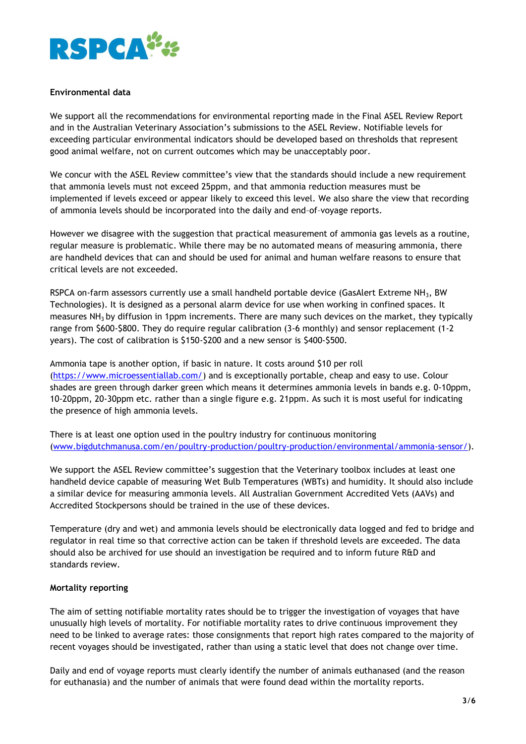**Environmental data**

We support all the recommendations for environmental reporting made in the Final ASEL Review Report and in the Australian Veterinary Association's submissions to the ASEL Review. Notifiable levels for exceeding particular environmental indicators should be developed based on thresholds that represent good animal welfare, not on current outcomes which may be unacceptably poor.

We concur with the ASEL Review committee's view that the standards should include a new requirement that ammonia levels must not exceed 25ppm, and that ammonia reduction measures must be implemented if levels exceed or appear likely to exceed this level. We also share the view that recording of ammonia levels should be incorporated into the daily and end–of–voyage reports.

However we disagree with the suggestion that practical measurement of ammonia gas levels as a routine, regular measure is problematic. While there may be no automated means of measuring ammonia, there are handheld devices that can and should be used for animal and human welfare reasons to ensure that critical levels are not exceeded.

RSPCA on-farm assessors currently use a small handheld portable device (GasAlert Extreme $NH_3$, BW Technologies). It is designed as a personal alarm device for use when working in confined spaces. It measures $NH_3$ by diffusion in 1ppm increments. There are many such devices on the market, they typically range from $600-$800. They do require regular calibration (3-6 monthly) and sensor replacement (1-2 years). The cost of calibration is $150-$200 and a new sensor is $400-$500.

Ammonia tape is another option, if basic in nature. It costs around $10 per roll (https://www.microessentiallab.com/) and is exceptionally portable, cheap and easy to use. Colour shades are green through darker green which means it determines ammonia levels in bands e.g. 0-10ppm, 10-20ppm, 20-30ppm etc. rather than a single figure e.g. 21ppm. As such it is most useful for indicating the presence of high ammonia levels.

There is at least one option used in the poultry industry for continuous monitoring (www.bigdutchmanusa.com/en/poultry-production/poultry-production/environmental/ammonia-sensor/).

We support the ASEL Review committee's suggestion that the Veterinary toolbox includes at least one handheld device capable of measuring Wet Bulb Temperatures (WBTs) and humidity. It should also include a similar device for measuring ammonia levels. All Australian Government Accredited Vets (AAVs) and Accredited Stockpersons should be trained in the use of these devices.

Temperature (dry and wet) and ammonia levels should be electronically data logged and fed to bridge and regulator in real time so that corrective action can be taken if threshold levels are exceeded. The data should also be archived for use should an investigation be required and to inform future R&D and standards review.

**Mortality reporting**

The aim of setting notifiable mortality rates should be to trigger the investigation of voyages that have unusually high levels of mortality. For notifiable mortality rates to drive continuous improvement they need to be linked to average rates: those consignments that report high rates compared to the majority of recent voyages should be investigated, rather than using a static level that does not change over time.

Daily and end of voyage reports must clearly identify the number of animals euthanased (and the reason for euthanasia) and the number of animals that were found dead within the mortality reports.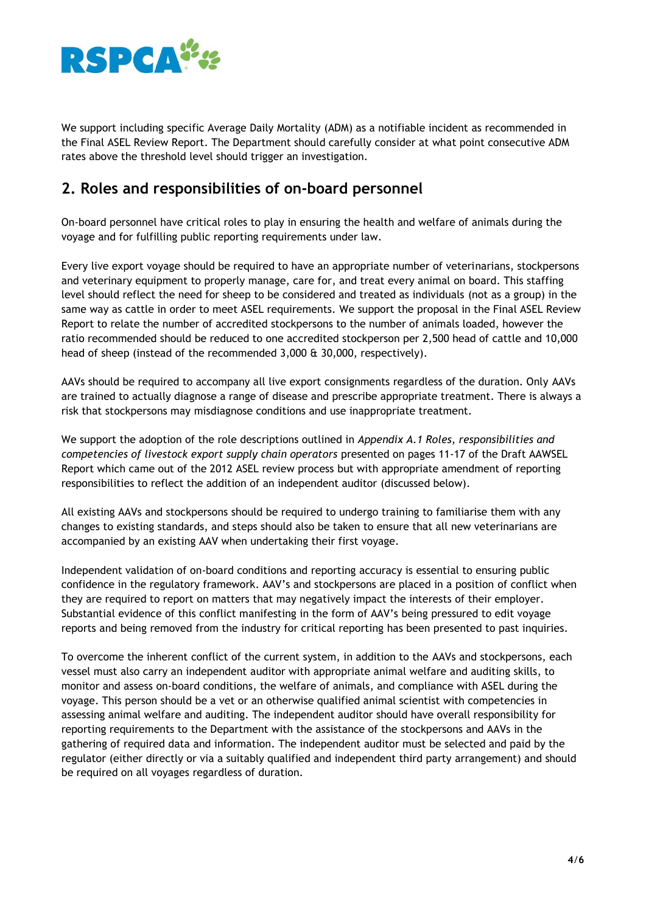We support including specific Average Daily Mortality (ADM) as a notifiable incident as recommended in the Final ASEL Review Report. The Department should carefully consider at what point consecutive ADM rates above the threshold level should trigger an investigation.

## 2. Roles and responsibilities of on-board personnel

On-board personnel have critical roles to play in ensuring the health and welfare of animals during the voyage and for fulfilling public reporting requirements under law.

Every live export voyage should be required to have an appropriate number of veterinarians, stockpersons and veterinary equipment to properly manage, care for, and treat every animal on board. This staffing level should reflect the need for sheep to be considered and treated as individuals (not as a group) in the same way as cattle in order to meet ASEL requirements. We support the proposal in the Final ASEL Review Report to relate the number of accredited stockpersons to the number of animals loaded, however the ratio recommended should be reduced to one accredited stockperson per 2,500 head of cattle and 10,000 head of sheep (instead of the recommended 3,000 & 30,000, respectively).

AAVs should be required to accompany all live export consignments regardless of the duration. Only AAVs are trained to actually diagnose a range of disease and prescribe appropriate treatment. There is always a risk that stockpersons may misdiagnose conditions and use inappropriate treatment.

We support the adoption of the role descriptions outlined in *Appendix A.1 Roles, responsibilities and competencies of livestock export supply chain operators* presented on pages 11-17 of the Draft AAWSEL Report which came out of the 2012 ASEL review process but with appropriate amendment of reporting responsibilities to reflect the addition of an independent auditor (discussed below).

All existing AAVs and stockpersons should be required to undergo training to familiarise them with any changes to existing standards, and steps should also be taken to ensure that all new veterinarians are accompanied by an existing AAV when undertaking their first voyage.

Independent validation of on-board conditions and reporting accuracy is essential to ensuring public confidence in the regulatory framework. AAV's and stockpersons are placed in a position of conflict when they are required to report on matters that may negatively impact the interests of their employer. Substantial evidence of this conflict manifesting in the form of AAV's being pressured to edit voyage reports and being removed from the industry for critical reporting has been presented to past inquiries.

To overcome the inherent conflict of the current system, in addition to the AAVs and stockpersons, each vessel must also carry an independent auditor with appropriate animal welfare and auditing skills, to monitor and assess on-board conditions, the welfare of animals, and compliance with ASEL during the voyage. This person should be a vet or an otherwise qualified animal scientist with competencies in assessing animal welfare and auditing. The independent auditor should have overall responsibility for reporting requirements to the Department with the assistance of the stockpersons and AAVs in the gathering of required data and information. The independent auditor must be selected and paid by the regulator (either directly or via a suitably qualified and independent third party arrangement) and should be required on all voyages regardless of duration.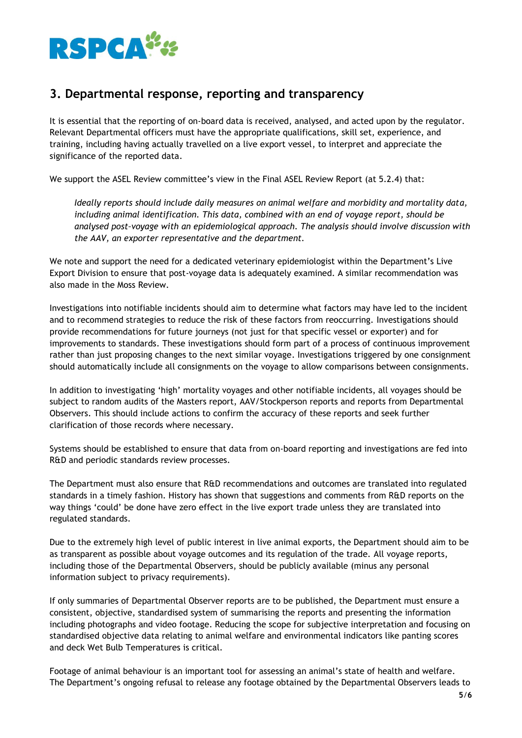## 3. Departmental response, reporting and transparency

It is essential that the reporting of on-board data is received, analysed, and acted upon by the regulator. Relevant Departmental officers must have the appropriate qualifications, skill set, experience, and training, including having actually travelled on a live export vessel, to interpret and appreciate the significance of the reported data.

We support the ASEL Review committee's view in the Final ASEL Review Report (at 5.2.4) that:

> *Ideally reports should include daily measures on animal welfare and morbidity and mortality data, including animal identification. This data, combined with an end of voyage report, should be analysed post-voyage with an epidemiological approach. The analysis should involve discussion with the AAV, an exporter representative and the department.*

We note and support the need for a dedicated veterinary epidemiologist within the Department's Live Export Division to ensure that post-voyage data is adequately examined. A similar recommendation was also made in the Moss Review.

Investigations into notifiable incidents should aim to determine what factors may have led to the incident and to recommend strategies to reduce the risk of these factors from reoccurring. Investigations should provide recommendations for future journeys (not just for that specific vessel or exporter) and for improvements to standards. These investigations should form part of a process of continuous improvement rather than just proposing changes to the next similar voyage. Investigations triggered by one consignment should automatically include all consignments on the voyage to allow comparisons between consignments.

In addition to investigating 'high' mortality voyages and other notifiable incidents, all voyages should be subject to random audits of the Masters report, AAV/Stockperson reports and reports from Departmental Observers. This should include actions to confirm the accuracy of these reports and seek further clarification of those records where necessary.

Systems should be established to ensure that data from on-board reporting and investigations are fed into R&D and periodic standards review processes.

The Department must also ensure that R&D recommendations and outcomes are translated into regulated standards in a timely fashion. History has shown that suggestions and comments from R&D reports on the way things 'could' be done have zero effect in the live export trade unless they are translated into regulated standards.

Due to the extremely high level of public interest in live animal exports, the Department should aim to be as transparent as possible about voyage outcomes and its regulation of the trade. All voyage reports, including those of the Departmental Observers, should be publicly available (minus any personal information subject to privacy requirements).

If only summaries of Departmental Observer reports are to be published, the Department must ensure a consistent, objective, standardised system of summarising the reports and presenting the information including photographs and video footage. Reducing the scope for subjective interpretation and focusing on standardised objective data relating to animal welfare and environmental indicators like panting scores and deck Wet Bulb Temperatures is critical.

Footage of animal behaviour is an important tool for assessing an animal's state of health and welfare. The Department's ongoing refusal to release any footage obtained by the Departmental Observers leads to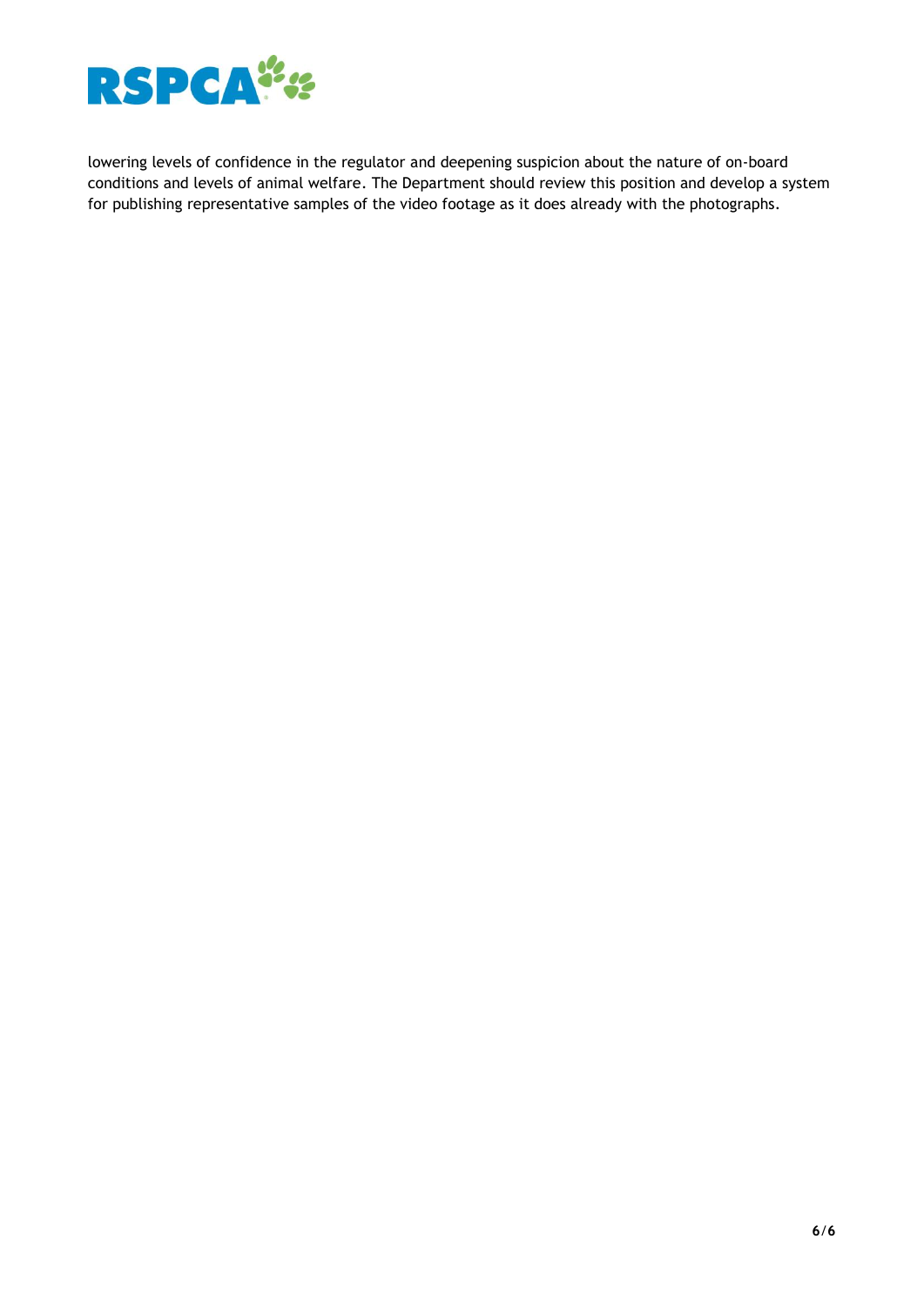lowering levels of confidence in the regulator and deepening suspicion about the nature of on-board conditions and levels of animal welfare. The Department should review this position and develop a system for publishing representative samples of the video footage as it does already with the photographs.